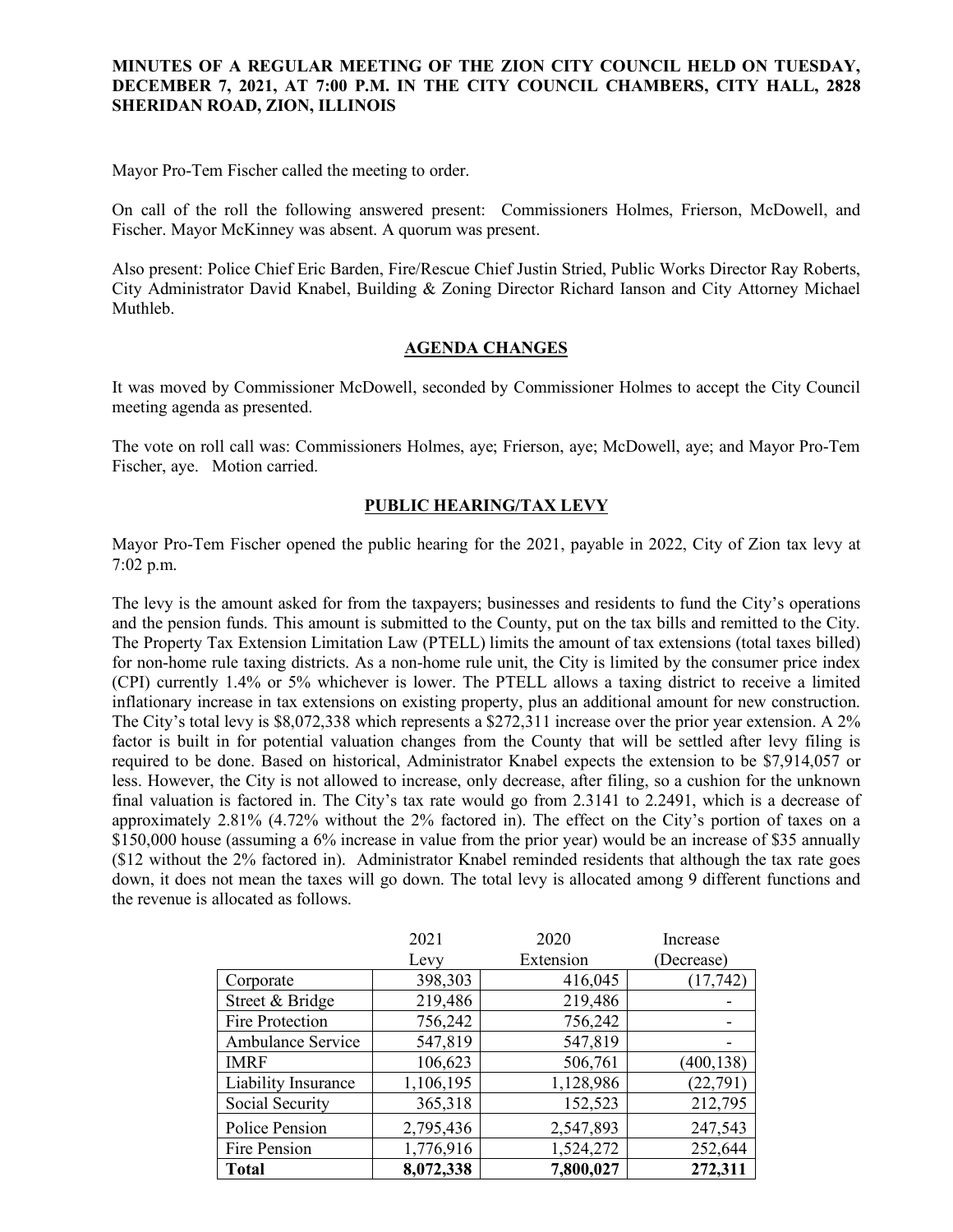**MINUTES OF A REGULAR MEETING OF THE ZION CITY COUNCIL HELD ON TUESDAY, DECEMBER 7, 2021, AT 7:00 P.M. IN THE CITY COUNCIL CHAMBERS, CITY HALL, 2828 SHERIDAN ROAD, ZION, ILLINOIS**

Mayor Pro-Tem Fischer called the meeting to order.

On call of the roll the following answered present: Commissioners Holmes, Frierson, McDowell, and Fischer. Mayor McKinney was absent. A quorum was present.

Also present: Police Chief Eric Barden, Fire/Rescue Chief Justin Stried, Public Works Director Ray Roberts, City Administrator David Knabel, Building & Zoning Director Richard Ianson and City Attorney Michael Muthleb.

## AGENDA CHANGES

It was moved by Commissioner McDowell, seconded by Commissioner Holmes to accept the City Council meeting agenda as presented.

The vote on roll call was: Commissioners Holmes, aye; Frierson, aye; McDowell, aye; and Mayor Pro-Tem Fischer, aye. Motion carried.

## PUBLIC HEARING/TAX LEVY

Mayor Pro-Tem Fischer opened the public hearing for the 2021, payable in 2022, City of Zion tax levy at 7:02 p.m.

The levy is the amount asked for from the taxpayers; businesses and residents to fund the City's operations and the pension funds. This amount is submitted to the County, put on the tax bills and remitted to the City. The Property Tax Extension Limitation Law (PTELL) limits the amount of tax extensions (total taxes billed) for non-home rule taxing districts. As a non-home rule unit, the City is limited by the consumer price index (CPI) currently 1.4% or 5% whichever is lower. The PTELL allows a taxing district to receive a limited inflationary increase in tax extensions on existing property, plus an additional amount for new construction. The City's total levy is $8,072,338 which represents a $272,311 increase over the prior year extension. A 2% factor is built in for potential valuation changes from the County that will be settled after levy filing is required to be done. Based on historical, Administrator Knabel expects the extension to be $7,914,057 or less. However, the City is not allowed to increase, only decrease, after filing, so a cushion for the unknown final valuation is factored in. The City's tax rate would go from 2.3141 to 2.2491, which is a decrease of approximately 2.81% (4.72% without the 2% factored in). The effect on the City's portion of taxes on a $150,000 house (assuming a 6% increase in value from the prior year) would be an increase of $35 annually ($12 without the 2% factored in). Administrator Knabel reminded residents that although the tax rate goes down, it does not mean the taxes will go down. The total levy is allocated among 9 different functions and the revenue is allocated as follows.

| | 2021 Levy | 2020 Extension | Increase (Decrease) |
|---|---|---|---|
| Corporate | 398,303 | 416,045 | (17,742) |
| Street & Bridge | 219,486 | 219,486 | - |
| Fire Protection | 756,242 | 756,242 | - |
| Ambulance Service | 547,819 | 547,819 | - |
| IMRF | 106,623 | 506,761 | (400,138) |
| Liability Insurance | 1,106,195 | 1,128,986 | (22,791) |
| Social Security | 365,318 | 152,523 | 212,795 |
| Police Pension | 2,795,436 | 2,547,893 | 247,543 |
| Fire Pension | 1,776,916 | 1,524,272 | 252,644 |
| **Total** | **8,072,338** | **7,800,027** | **272,311** |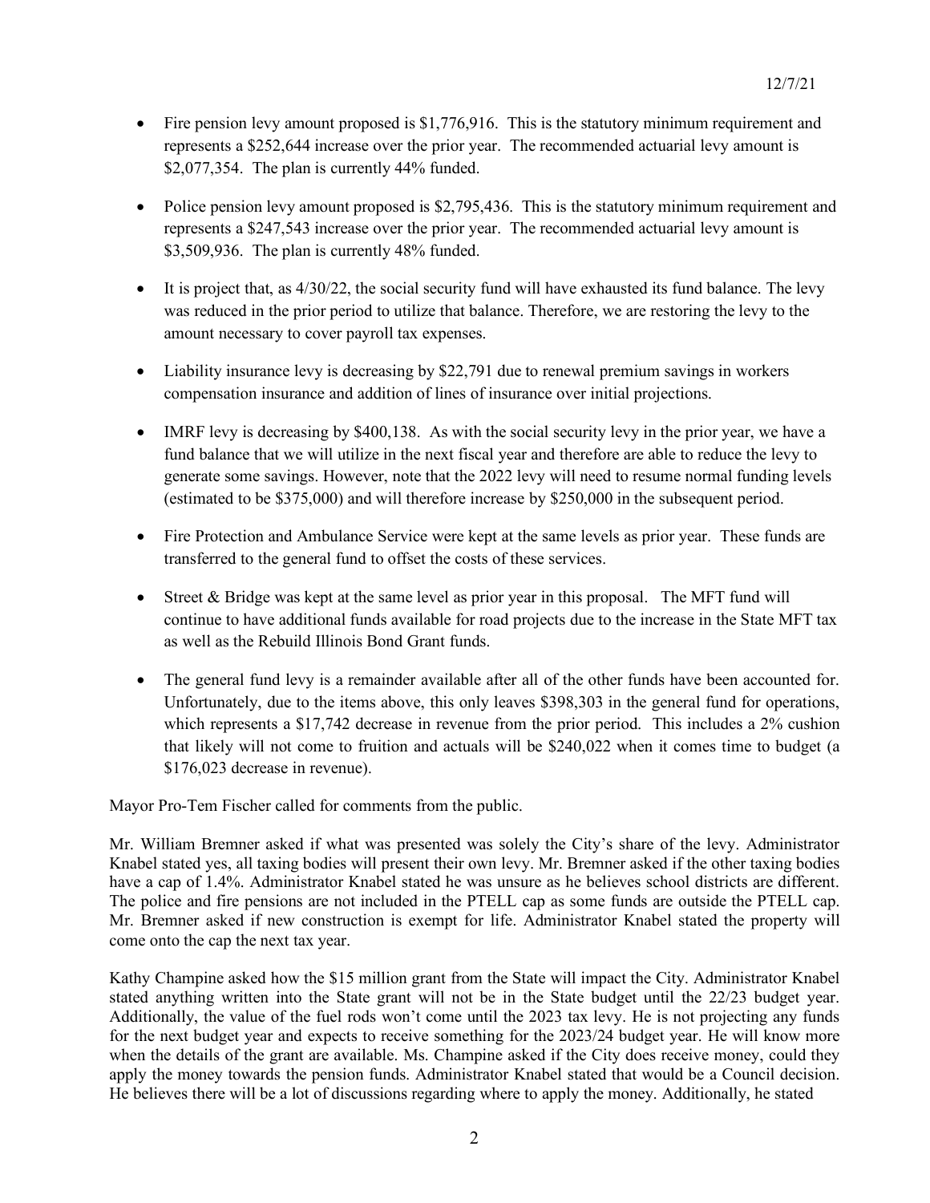- Fire pension levy amount proposed is $1,776,916. This is the statutory minimum requirement and represents a $252,644 increase over the prior year. The recommended actuarial levy amount is $2,077,354. The plan is currently 44% funded.

- Police pension levy amount proposed is $2,795,436. This is the statutory minimum requirement and represents a $247,543 increase over the prior year. The recommended actuarial levy amount is $3,509,936. The plan is currently 48% funded.

- It is project that, as 4/30/22, the social security fund will have exhausted its fund balance. The levy was reduced in the prior period to utilize that balance. Therefore, we are restoring the levy to the amount necessary to cover payroll tax expenses.

- Liability insurance levy is decreasing by $22,791 due to renewal premium savings in workers compensation insurance and addition of lines of insurance over initial projections.

- IMRF levy is decreasing by $400,138. As with the social security levy in the prior year, we have a fund balance that we will utilize in the next fiscal year and therefore are able to reduce the levy to generate some savings. However, note that the 2022 levy will need to resume normal funding levels (estimated to be $375,000) and will therefore increase by $250,000 in the subsequent period.

- Fire Protection and Ambulance Service were kept at the same levels as prior year. These funds are transferred to the general fund to offset the costs of these services.

- Street & Bridge was kept at the same level as prior year in this proposal. The MFT fund will continue to have additional funds available for road projects due to the increase in the State MFT tax as well as the Rebuild Illinois Bond Grant funds.

- The general fund levy is a remainder available after all of the other funds have been accounted for. Unfortunately, due to the items above, this only leaves $398,303 in the general fund for operations, which represents a $17,742 decrease in revenue from the prior period. This includes a 2% cushion that likely will not come to fruition and actuals will be $240,022 when it comes time to budget (a $176,023 decrease in revenue).

Mayor Pro-Tem Fischer called for comments from the public.

Mr. William Bremner asked if what was presented was solely the City's share of the levy. Administrator Knabel stated yes, all taxing bodies will present their own levy. Mr. Bremner asked if the other taxing bodies have a cap of 1.4%. Administrator Knabel stated he was unsure as he believes school districts are different. The police and fire pensions are not included in the PTELL cap as some funds are outside the PTELL cap. Mr. Bremner asked if new construction is exempt for life. Administrator Knabel stated the property will come onto the cap the next tax year.

Kathy Champine asked how the $15 million grant from the State will impact the City. Administrator Knabel stated anything written into the State grant will not be in the State budget until the 22/23 budget year. Additionally, the value of the fuel rods won't come until the 2023 tax levy. He is not projecting any funds for the next budget year and expects to receive something for the 2023/24 budget year. He will know more when the details of the grant are available. Ms. Champine asked if the City does receive money, could they apply the money towards the pension funds. Administrator Knabel stated that would be a Council decision. He believes there will be a lot of discussions regarding where to apply the money. Additionally, he stated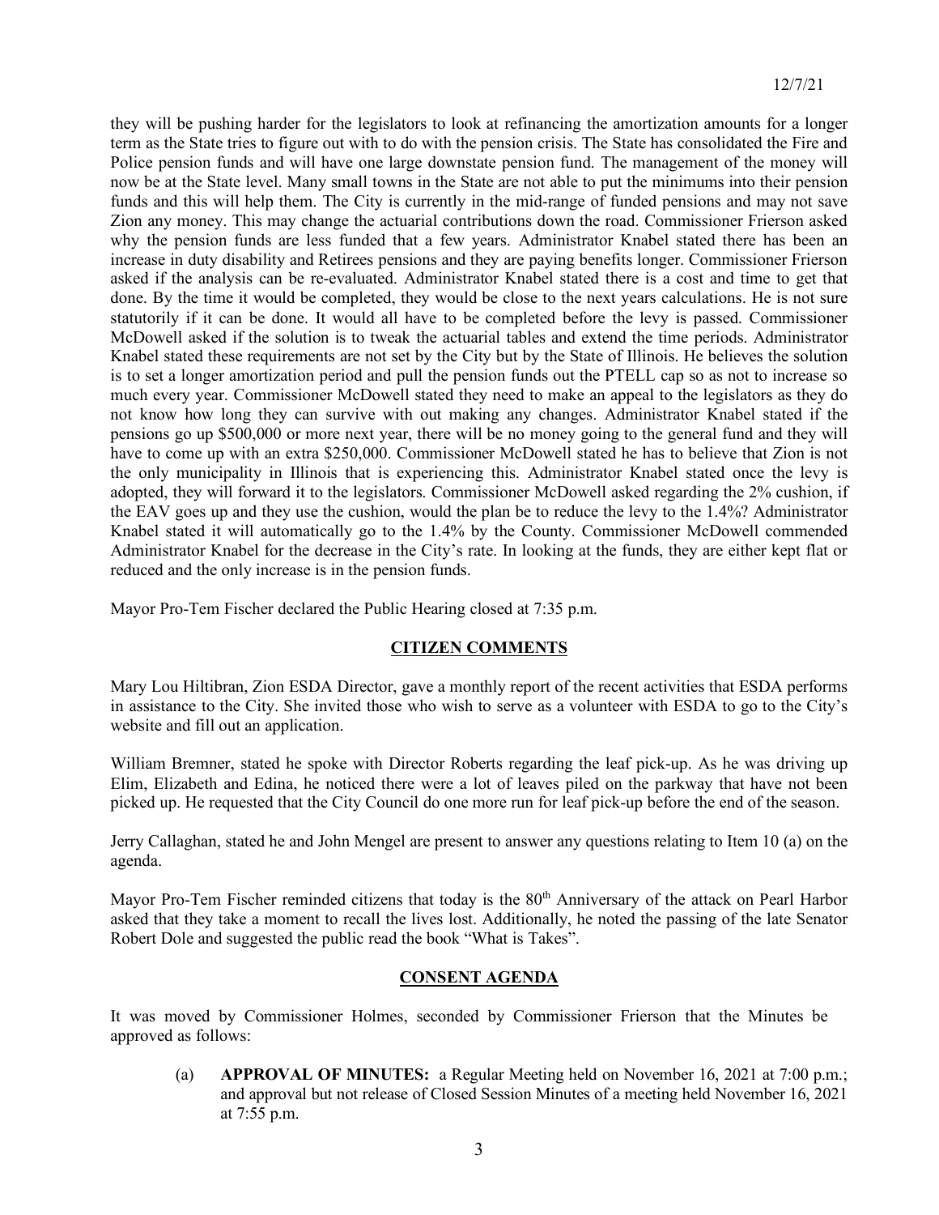they will be pushing harder for the legislators to look at refinancing the amortization amounts for a longer term as the State tries to figure out with to do with the pension crisis. The State has consolidated the Fire and Police pension funds and will have one large downstate pension fund. The management of the money will now be at the State level. Many small towns in the State are not able to put the minimums into their pension funds and this will help them. The City is currently in the mid-range of funded pensions and may not save Zion any money. This may change the actuarial contributions down the road. Commissioner Frierson asked why the pension funds are less funded that a few years. Administrator Knabel stated there has been an increase in duty disability and Retirees pensions and they are paying benefits longer. Commissioner Frierson asked if the analysis can be re-evaluated. Administrator Knabel stated there is a cost and time to get that done. By the time it would be completed, they would be close to the next years calculations. He is not sure statutorily if it can be done. It would all have to be completed before the levy is passed. Commissioner McDowell asked if the solution is to tweak the actuarial tables and extend the time periods. Administrator Knabel stated these requirements are not set by the City but by the State of Illinois. He believes the solution is to set a longer amortization period and pull the pension funds out the PTELL cap so as not to increase so much every year. Commissioner McDowell stated they need to make an appeal to the legislators as they do not know how long they can survive with out making any changes. Administrator Knabel stated if the pensions go up $500,000 or more next year, there will be no money going to the general fund and they will have to come up with an extra $250,000. Commissioner McDowell stated he has to believe that Zion is not the only municipality in Illinois that is experiencing this. Administrator Knabel stated once the levy is adopted, they will forward it to the legislators. Commissioner McDowell asked regarding the 2% cushion, if the EAV goes up and they use the cushion, would the plan be to reduce the levy to the 1.4%? Administrator Knabel stated it will automatically go to the 1.4% by the County. Commissioner McDowell commended Administrator Knabel for the decrease in the City's rate. In looking at the funds, they are either kept flat or reduced and the only increase is in the pension funds.

Mayor Pro-Tem Fischer declared the Public Hearing closed at 7:35 p.m.

## CITIZEN COMMENTS

Mary Lou Hiltibran, Zion ESDA Director, gave a monthly report of the recent activities that ESDA performs in assistance to the City. She invited those who wish to serve as a volunteer with ESDA to go to the City's website and fill out an application.

William Bremner, stated he spoke with Director Roberts regarding the leaf pick-up. As he was driving up Elim, Elizabeth and Edina, he noticed there were a lot of leaves piled on the parkway that have not been picked up. He requested that the City Council do one more run for leaf pick-up before the end of the season.

Jerry Callaghan, stated he and John Mengel are present to answer any questions relating to Item 10 (a) on the agenda.

Mayor Pro-Tem Fischer reminded citizens that today is the 80th Anniversary of the attack on Pearl Harbor asked that they take a moment to recall the lives lost. Additionally, he noted the passing of the late Senator Robert Dole and suggested the public read the book "What is Takes".

## CONSENT AGENDA

It was moved by Commissioner Holmes, seconded by Commissioner Frierson that the Minutes be approved as follows:

(a) **APPROVAL OF MINUTES:** a Regular Meeting held on November 16, 2021 at 7:00 p.m.; and approval but not release of Closed Session Minutes of a meeting held November 16, 2021 at 7:55 p.m.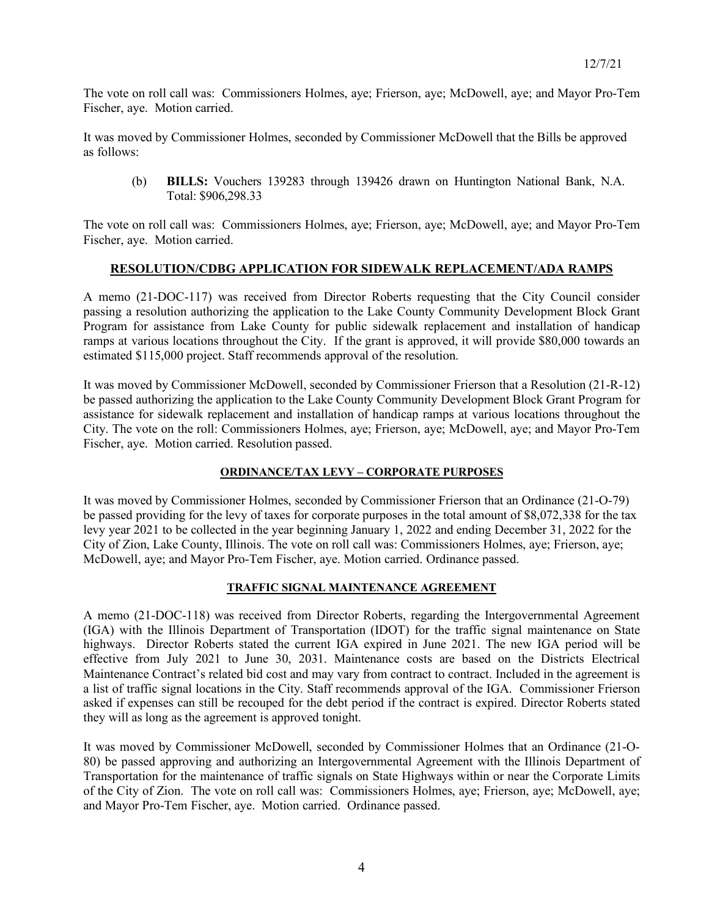The vote on roll call was: Commissioners Holmes, aye; Frierson, aye; McDowell, aye; and Mayor Pro-Tem Fischer, aye. Motion carried.

It was moved by Commissioner Holmes, seconded by Commissioner McDowell that the Bills be approved as follows:

> (b) **BILLS:** Vouchers 139283 through 139426 drawn on Huntington National Bank, N.A. Total: $906,298.33

The vote on roll call was: Commissioners Holmes, aye; Frierson, aye; McDowell, aye; and Mayor Pro-Tem Fischer, aye. Motion carried.

## RESOLUTION/CDBG APPLICATION FOR SIDEWALK REPLACEMENT/ADA RAMPS

A memo (21-DOC-117) was received from Director Roberts requesting that the City Council consider passing a resolution authorizing the application to the Lake County Community Development Block Grant Program for assistance from Lake County for public sidewalk replacement and installation of handicap ramps at various locations throughout the City. If the grant is approved, it will provide $80,000 towards an estimated $115,000 project. Staff recommends approval of the resolution.

It was moved by Commissioner McDowell, seconded by Commissioner Frierson that a Resolution (21-R-12) be passed authorizing the application to the Lake County Community Development Block Grant Program for assistance for sidewalk replacement and installation of handicap ramps at various locations throughout the City. The vote on the roll: Commissioners Holmes, aye; Frierson, aye; McDowell, aye; and Mayor Pro-Tem Fischer, aye. Motion carried. Resolution passed.

## ORDINANCE/TAX LEVY – CORPORATE PURPOSES

It was moved by Commissioner Holmes, seconded by Commissioner Frierson that an Ordinance (21-O-79) be passed providing for the levy of taxes for corporate purposes in the total amount of $8,072,338 for the tax levy year 2021 to be collected in the year beginning January 1, 2022 and ending December 31, 2022 for the City of Zion, Lake County, Illinois. The vote on roll call was: Commissioners Holmes, aye; Frierson, aye; McDowell, aye; and Mayor Pro-Tem Fischer, aye. Motion carried. Ordinance passed.

## TRAFFIC SIGNAL MAINTENANCE AGREEMENT

A memo (21-DOC-118) was received from Director Roberts, regarding the Intergovernmental Agreement (IGA) with the Illinois Department of Transportation (IDOT) for the traffic signal maintenance on State highways. Director Roberts stated the current IGA expired in June 2021. The new IGA period will be effective from July 2021 to June 30, 2031. Maintenance costs are based on the Districts Electrical Maintenance Contract's related bid cost and may vary from contract to contract. Included in the agreement is a list of traffic signal locations in the City. Staff recommends approval of the IGA. Commissioner Frierson asked if expenses can still be recouped for the debt period if the contract is expired. Director Roberts stated they will as long as the agreement is approved tonight.

It was moved by Commissioner McDowell, seconded by Commissioner Holmes that an Ordinance (21-O-80) be passed approving and authorizing an Intergovernmental Agreement with the Illinois Department of Transportation for the maintenance of traffic signals on State Highways within or near the Corporate Limits of the City of Zion. The vote on roll call was: Commissioners Holmes, aye; Frierson, aye; McDowell, aye; and Mayor Pro-Tem Fischer, aye. Motion carried. Ordinance passed.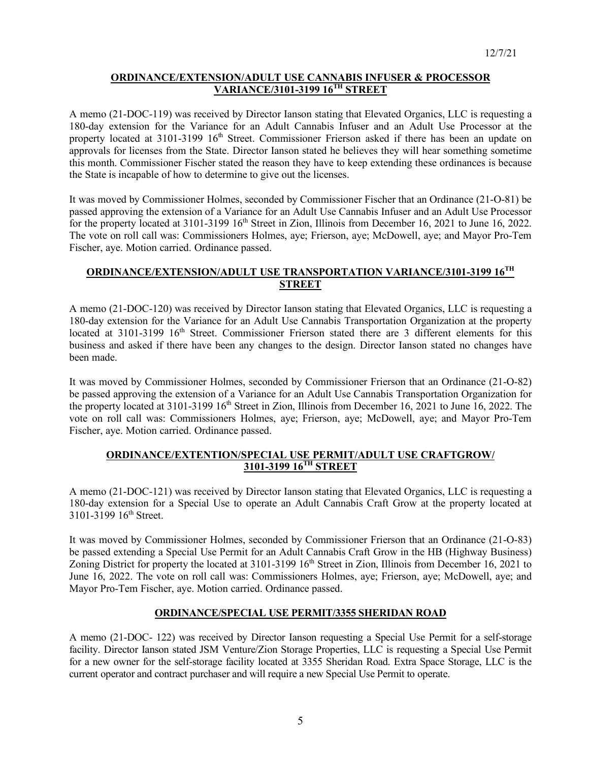## ORDINANCE/EXTENSION/ADULT USE CANNABIS INFUSER & PROCESSOR VARIANCE/3101-3199 16TH STREET

A memo (21-DOC-119) was received by Director Ianson stating that Elevated Organics, LLC is requesting a 180-day extension for the Variance for an Adult Cannabis Infuser and an Adult Use Processor at the property located at 3101-3199 16th Street. Commissioner Frierson asked if there has been an update on approvals for licenses from the State. Director Ianson stated he believes they will hear something sometime this month. Commissioner Fischer stated the reason they have to keep extending these ordinances is because the State is incapable of how to determine to give out the licenses.

It was moved by Commissioner Holmes, seconded by Commissioner Fischer that an Ordinance (21-O-81) be passed approving the extension of a Variance for an Adult Use Cannabis Infuser and an Adult Use Processor for the property located at 3101-3199 16th Street in Zion, Illinois from December 16, 2021 to June 16, 2022. The vote on roll call was: Commissioners Holmes, aye; Frierson, aye; McDowell, aye; and Mayor Pro-Tem Fischer, aye. Motion carried. Ordinance passed.

## ORDINANCE/EXTENSION/ADULT USE TRANSPORTATION VARIANCE/3101-3199 16TH STREET

A memo (21-DOC-120) was received by Director Ianson stating that Elevated Organics, LLC is requesting a 180-day extension for the Variance for an Adult Use Cannabis Transportation Organization at the property located at 3101-3199 16th Street. Commissioner Frierson stated there are 3 different elements for this business and asked if there have been any changes to the design. Director Ianson stated no changes have been made.

It was moved by Commissioner Holmes, seconded by Commissioner Frierson that an Ordinance (21-O-82) be passed approving the extension of a Variance for an Adult Use Cannabis Transportation Organization for the property located at 3101-3199 16th Street in Zion, Illinois from December 16, 2021 to June 16, 2022. The vote on roll call was: Commissioners Holmes, aye; Frierson, aye; McDowell, aye; and Mayor Pro-Tem Fischer, aye. Motion carried. Ordinance passed.

## ORDINANCE/EXTENTION/SPECIAL USE PERMIT/ADULT USE CRAFTGROW/ 3101-3199 16TH STREET

A memo (21-DOC-121) was received by Director Ianson stating that Elevated Organics, LLC is requesting a 180-day extension for a Special Use to operate an Adult Cannabis Craft Grow at the property located at 3101-3199 16th Street.

It was moved by Commissioner Holmes, seconded by Commissioner Frierson that an Ordinance (21-O-83) be passed extending a Special Use Permit for an Adult Cannabis Craft Grow in the HB (Highway Business) Zoning District for property the located at 3101-3199 16th Street in Zion, Illinois from December 16, 2021 to June 16, 2022. The vote on roll call was: Commissioners Holmes, aye; Frierson, aye; McDowell, aye; and Mayor Pro-Tem Fischer, aye. Motion carried. Ordinance passed.

## ORDINANCE/SPECIAL USE PERMIT/3355 SHERIDAN ROAD

A memo (21-DOC- 122) was received by Director Ianson requesting a Special Use Permit for a self-storage facility. Director Ianson stated JSM Venture/Zion Storage Properties, LLC is requesting a Special Use Permit for a new owner for the self-storage facility located at 3355 Sheridan Road. Extra Space Storage, LLC is the current operator and contract purchaser and will require a new Special Use Permit to operate.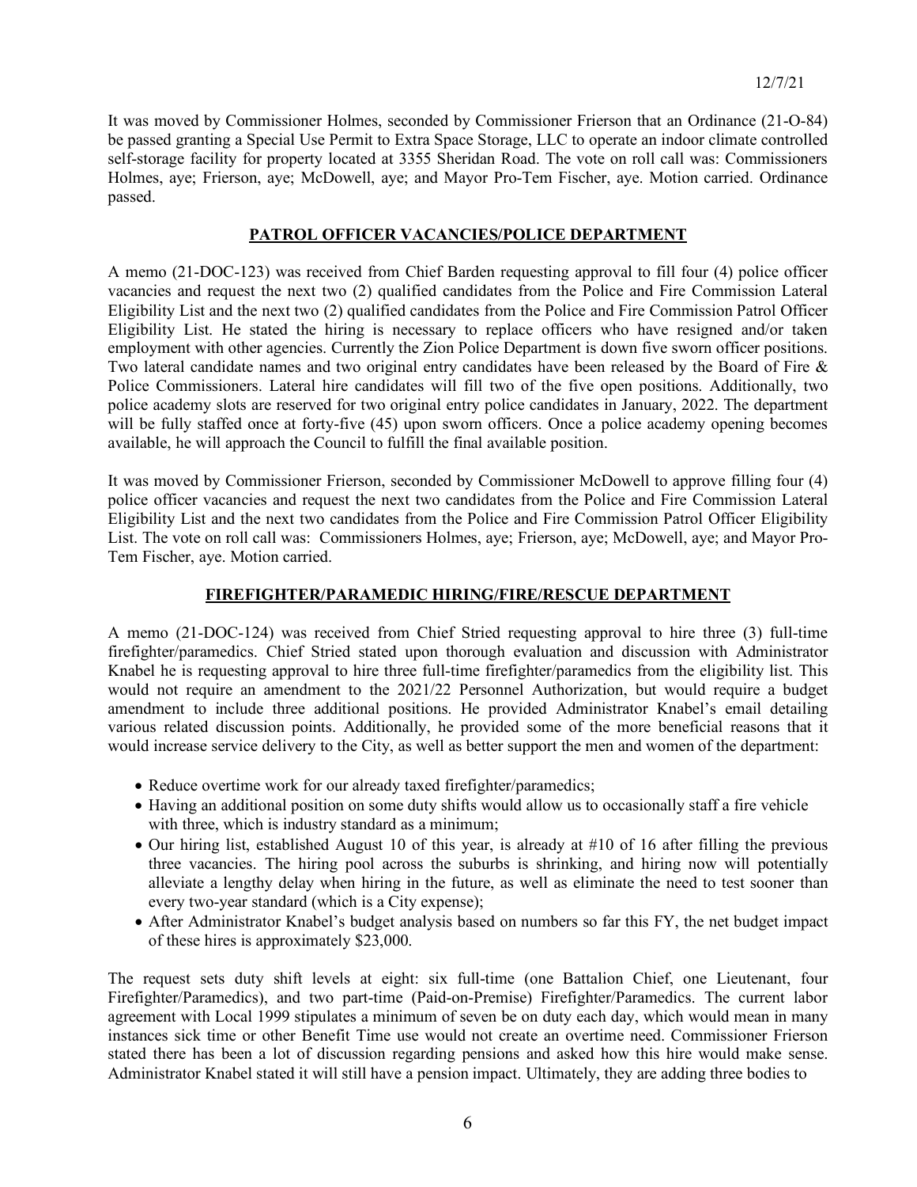It was moved by Commissioner Holmes, seconded by Commissioner Frierson that an Ordinance (21-O-84) be passed granting a Special Use Permit to Extra Space Storage, LLC to operate an indoor climate controlled self-storage facility for property located at 3355 Sheridan Road. The vote on roll call was: Commissioners Holmes, aye; Frierson, aye; McDowell, aye; and Mayor Pro-Tem Fischer, aye. Motion carried. Ordinance passed.

## PATROL OFFICER VACANCIES/POLICE DEPARTMENT

A memo (21-DOC-123) was received from Chief Barden requesting approval to fill four (4) police officer vacancies and request the next two (2) qualified candidates from the Police and Fire Commission Lateral Eligibility List and the next two (2) qualified candidates from the Police and Fire Commission Patrol Officer Eligibility List. He stated the hiring is necessary to replace officers who have resigned and/or taken employment with other agencies. Currently the Zion Police Department is down five sworn officer positions. Two lateral candidate names and two original entry candidates have been released by the Board of Fire & Police Commissioners. Lateral hire candidates will fill two of the five open positions. Additionally, two police academy slots are reserved for two original entry police candidates in January, 2022. The department will be fully staffed once at forty-five (45) upon sworn officers. Once a police academy opening becomes available, he will approach the Council to fulfill the final available position.

It was moved by Commissioner Frierson, seconded by Commissioner McDowell to approve filling four (4) police officer vacancies and request the next two candidates from the Police and Fire Commission Lateral Eligibility List and the next two candidates from the Police and Fire Commission Patrol Officer Eligibility List. The vote on roll call was: Commissioners Holmes, aye; Frierson, aye; McDowell, aye; and Mayor Pro-Tem Fischer, aye. Motion carried.

## FIREFIGHTER/PARAMEDIC HIRING/FIRE/RESCUE DEPARTMENT

A memo (21-DOC-124) was received from Chief Stried requesting approval to hire three (3) full-time firefighter/paramedics. Chief Stried stated upon thorough evaluation and discussion with Administrator Knabel he is requesting approval to hire three full-time firefighter/paramedics from the eligibility list. This would not require an amendment to the 2021/22 Personnel Authorization, but would require a budget amendment to include three additional positions. He provided Administrator Knabel's email detailing various related discussion points. Additionally, he provided some of the more beneficial reasons that it would increase service delivery to the City, as well as better support the men and women of the department:

- Reduce overtime work for our already taxed firefighter/paramedics;
- Having an additional position on some duty shifts would allow us to occasionally staff a fire vehicle with three, which is industry standard as a minimum;
- Our hiring list, established August 10 of this year, is already at #10 of 16 after filling the previous three vacancies. The hiring pool across the suburbs is shrinking, and hiring now will potentially alleviate a lengthy delay when hiring in the future, as well as eliminate the need to test sooner than every two-year standard (which is a City expense);
- After Administrator Knabel's budget analysis based on numbers so far this FY, the net budget impact of these hires is approximately $23,000.

The request sets duty shift levels at eight: six full-time (one Battalion Chief, one Lieutenant, four Firefighter/Paramedics), and two part-time (Paid-on-Premise) Firefighter/Paramedics. The current labor agreement with Local 1999 stipulates a minimum of seven be on duty each day, which would mean in many instances sick time or other Benefit Time use would not create an overtime need. Commissioner Frierson stated there has been a lot of discussion regarding pensions and asked how this hire would make sense. Administrator Knabel stated it will still have a pension impact. Ultimately, they are adding three bodies to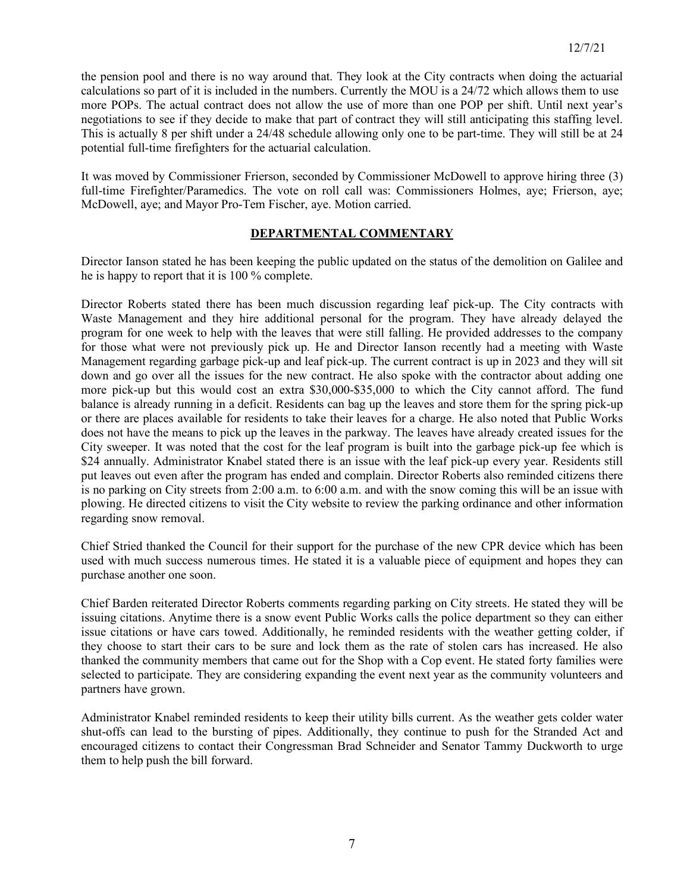the pension pool and there is no way around that. They look at the City contracts when doing the actuarial calculations so part of it is included in the numbers. Currently the MOU is a 24/72 which allows them to use more POPs. The actual contract does not allow the use of more than one POP per shift. Until next year's negotiations to see if they decide to make that part of contract they will still anticipating this staffing level. This is actually 8 per shift under a 24/48 schedule allowing only one to be part-time. They will still be at 24 potential full-time firefighters for the actuarial calculation.

It was moved by Commissioner Frierson, seconded by Commissioner McDowell to approve hiring three (3) full-time Firefighter/Paramedics. The vote on roll call was: Commissioners Holmes, aye; Frierson, aye; McDowell, aye; and Mayor Pro-Tem Fischer, aye. Motion carried.

## DEPARTMENTAL COMMENTARY

Director Ianson stated he has been keeping the public updated on the status of the demolition on Galilee and he is happy to report that it is 100 % complete.

Director Roberts stated there has been much discussion regarding leaf pick-up. The City contracts with Waste Management and they hire additional personal for the program. They have already delayed the program for one week to help with the leaves that were still falling. He provided addresses to the company for those what were not previously pick up. He and Director Ianson recently had a meeting with Waste Management regarding garbage pick-up and leaf pick-up. The current contract is up in 2023 and they will sit down and go over all the issues for the new contract. He also spoke with the contractor about adding one more pick-up but this would cost an extra $30,000-$35,000 to which the City cannot afford. The fund balance is already running in a deficit. Residents can bag up the leaves and store them for the spring pick-up or there are places available for residents to take their leaves for a charge. He also noted that Public Works does not have the means to pick up the leaves in the parkway. The leaves have already created issues for the City sweeper. It was noted that the cost for the leaf program is built into the garbage pick-up fee which is $24 annually. Administrator Knabel stated there is an issue with the leaf pick-up every year. Residents still put leaves out even after the program has ended and complain. Director Roberts also reminded citizens there is no parking on City streets from 2:00 a.m. to 6:00 a.m. and with the snow coming this will be an issue with plowing. He directed citizens to visit the City website to review the parking ordinance and other information regarding snow removal.

Chief Stried thanked the Council for their support for the purchase of the new CPR device which has been used with much success numerous times. He stated it is a valuable piece of equipment and hopes they can purchase another one soon.

Chief Barden reiterated Director Roberts comments regarding parking on City streets. He stated they will be issuing citations. Anytime there is a snow event Public Works calls the police department so they can either issue citations or have cars towed. Additionally, he reminded residents with the weather getting colder, if they choose to start their cars to be sure and lock them as the rate of stolen cars has increased. He also thanked the community members that came out for the Shop with a Cop event. He stated forty families were selected to participate. They are considering expanding the event next year as the community volunteers and partners have grown.

Administrator Knabel reminded residents to keep their utility bills current. As the weather gets colder water shut-offs can lead to the bursting of pipes. Additionally, they continue to push for the Stranded Act and encouraged citizens to contact their Congressman Brad Schneider and Senator Tammy Duckworth to urge them to help push the bill forward.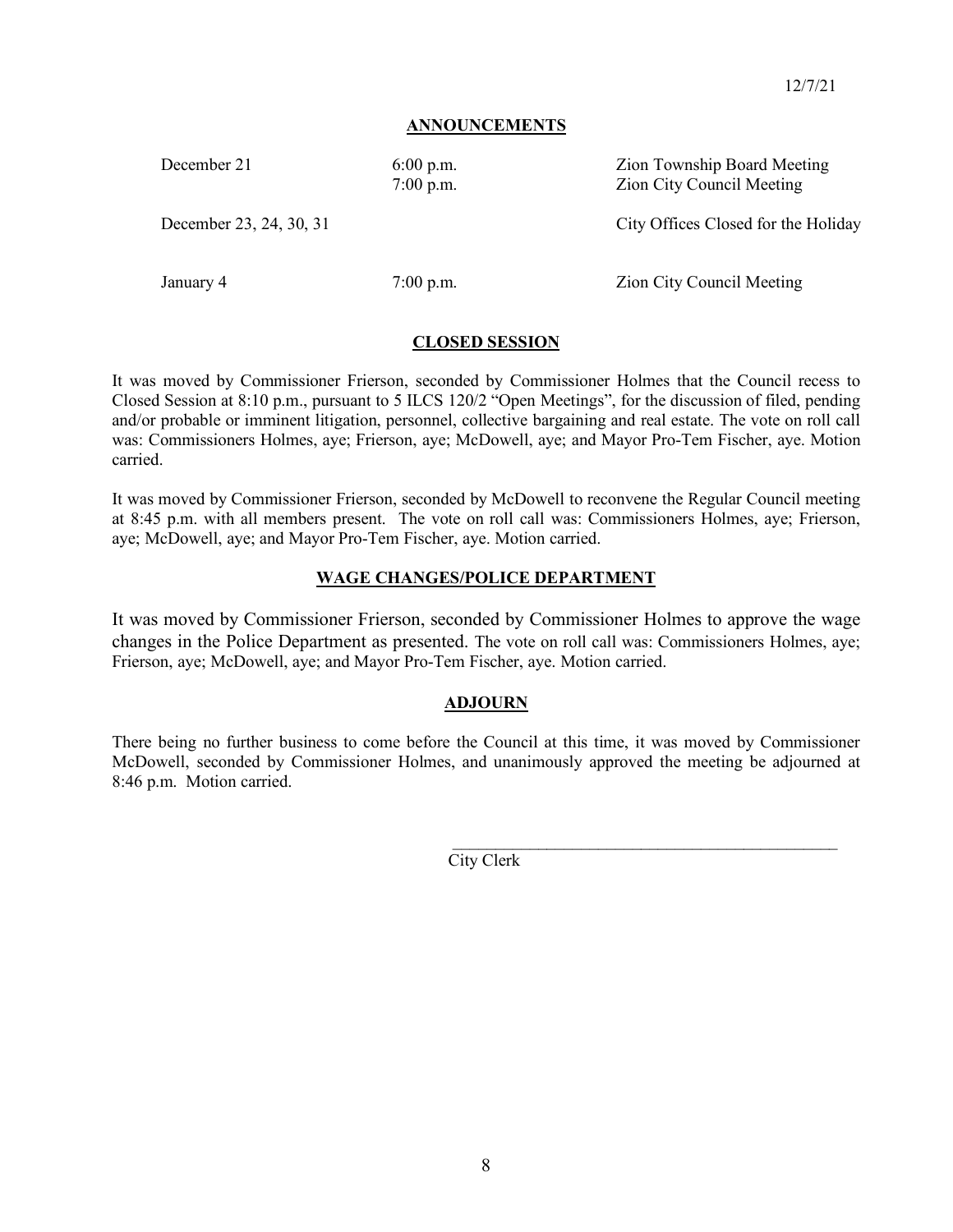12/7/21

## ANNOUNCEMENTS

| | | |
|---|---|---|
| December 21 | 6:00 p.m.<br>7:00 p.m. | Zion Township Board Meeting<br>Zion City Council Meeting |
| December 23, 24, 30, 31 | | City Offices Closed for the Holiday |
| January 4 | 7:00 p.m. | Zion City Council Meeting |

## CLOSED SESSION

It was moved by Commissioner Frierson, seconded by Commissioner Holmes that the Council recess to Closed Session at 8:10 p.m., pursuant to 5 ILCS 120/2 "Open Meetings", for the discussion of filed, pending and/or probable or imminent litigation, personnel, collective bargaining and real estate. The vote on roll call was: Commissioners Holmes, aye; Frierson, aye; McDowell, aye; and Mayor Pro-Tem Fischer, aye. Motion carried.

It was moved by Commissioner Frierson, seconded by McDowell to reconvene the Regular Council meeting at 8:45 p.m. with all members present. The vote on roll call was: Commissioners Holmes, aye; Frierson, aye; McDowell, aye; and Mayor Pro-Tem Fischer, aye. Motion carried.

## WAGE CHANGES/POLICE DEPARTMENT

It was moved by Commissioner Frierson, seconded by Commissioner Holmes to approve the wage changes in the Police Department as presented. The vote on roll call was: Commissioners Holmes, aye; Frierson, aye; McDowell, aye; and Mayor Pro-Tem Fischer, aye. Motion carried.

## ADJOURN

There being no further business to come before the Council at this time, it was moved by Commissioner McDowell, seconded by Commissioner Holmes, and unanimously approved the meeting be adjourned at 8:46 p.m. Motion carried.

\_\_\_\_\_\_\_\_\_\_\_\_\_\_\_\_\_\_\_\_\_\_\_\_\_\_\_\_\_\_\_\_\_\_\_\_\_\_\_\_

City Clerk